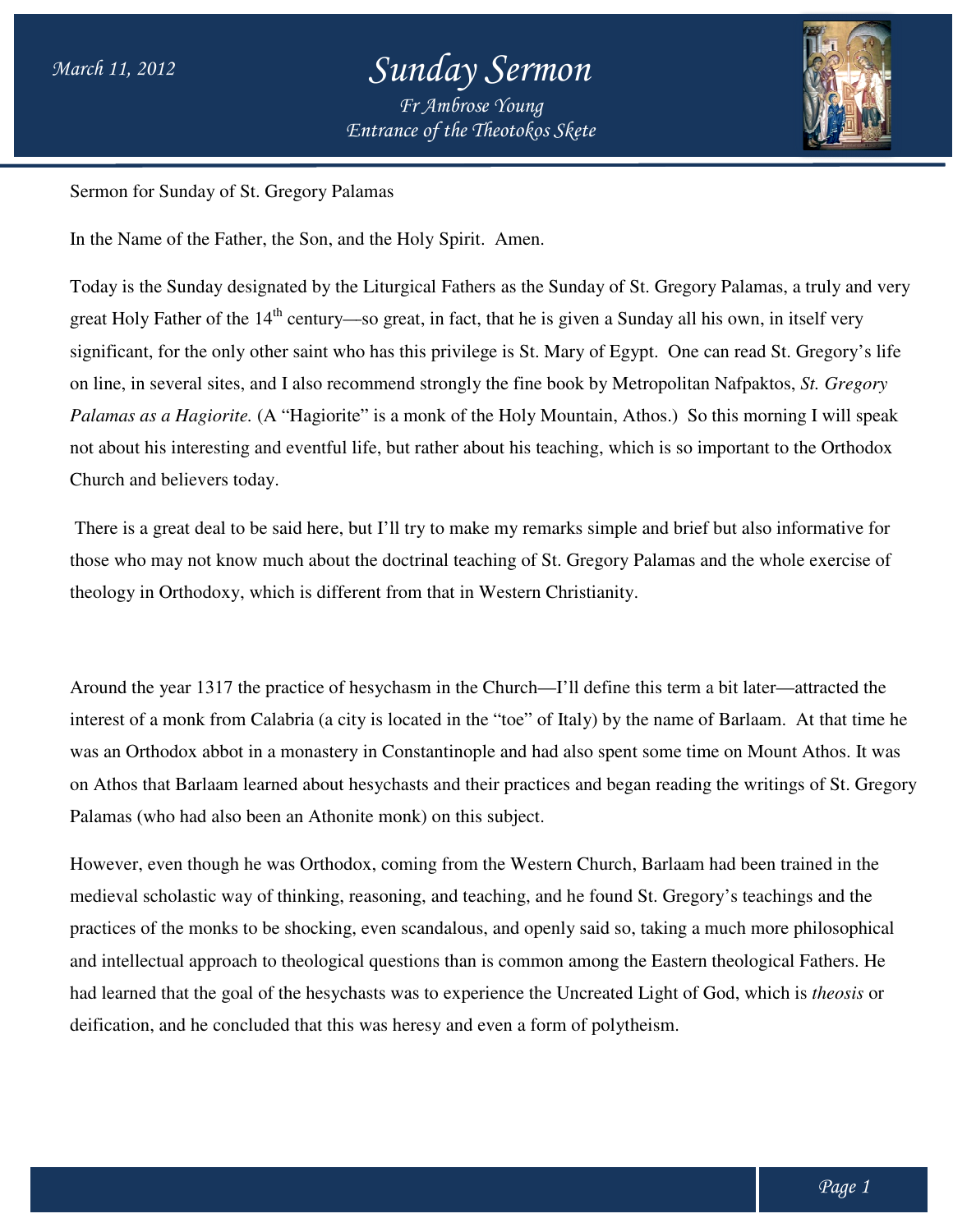# Sunday Sermon

*Fr Ambrose Young*
*Entrance of the Theotokos Skete*

March 11, 2012

Sermon for Sunday of St. Gregory Palamas

In the Name of the Father, the Son, and the Holy Spirit. Amen.

Today is the Sunday designated by the Liturgical Fathers as the Sunday of St. Gregory Palamas, a truly and very great Holy Father of the 14th century—so great, in fact, that he is given a Sunday all his own, in itself very significant, for the only other saint who has this privilege is St. Mary of Egypt. One can read St. Gregory's life on line, in several sites, and I also recommend strongly the fine book by Metropolitan Nafpaktos, *St. Gregory Palamas as a Hagiorite.* (A "Hagiorite" is a monk of the Holy Mountain, Athos.) So this morning I will speak not about his interesting and eventful life, but rather about his teaching, which is so important to the Orthodox Church and believers today.

There is a great deal to be said here, but I'll try to make my remarks simple and brief but also informative for those who may not know much about the doctrinal teaching of St. Gregory Palamas and the whole exercise of theology in Orthodoxy, which is different from that in Western Christianity.

Around the year 1317 the practice of hesychasm in the Church—I'll define this term a bit later—attracted the interest of a monk from Calabria (a city is located in the "toe" of Italy) by the name of Barlaam. At that time he was an Orthodox abbot in a monastery in Constantinople and had also spent some time on Mount Athos. It was on Athos that Barlaam learned about hesychasts and their practices and began reading the writings of St. Gregory Palamas (who had also been an Athonite monk) on this subject.

However, even though he was Orthodox, coming from the Western Church, Barlaam had been trained in the medieval scholastic way of thinking, reasoning, and teaching, and he found St. Gregory's teachings and the practices of the monks to be shocking, even scandalous, and openly said so, taking a much more philosophical and intellectual approach to theological questions than is common among the Eastern theological Fathers. He had learned that the goal of the hesychasts was to experience the Uncreated Light of God, which is *theosis* or deification, and he concluded that this was heresy and even a form of polytheism.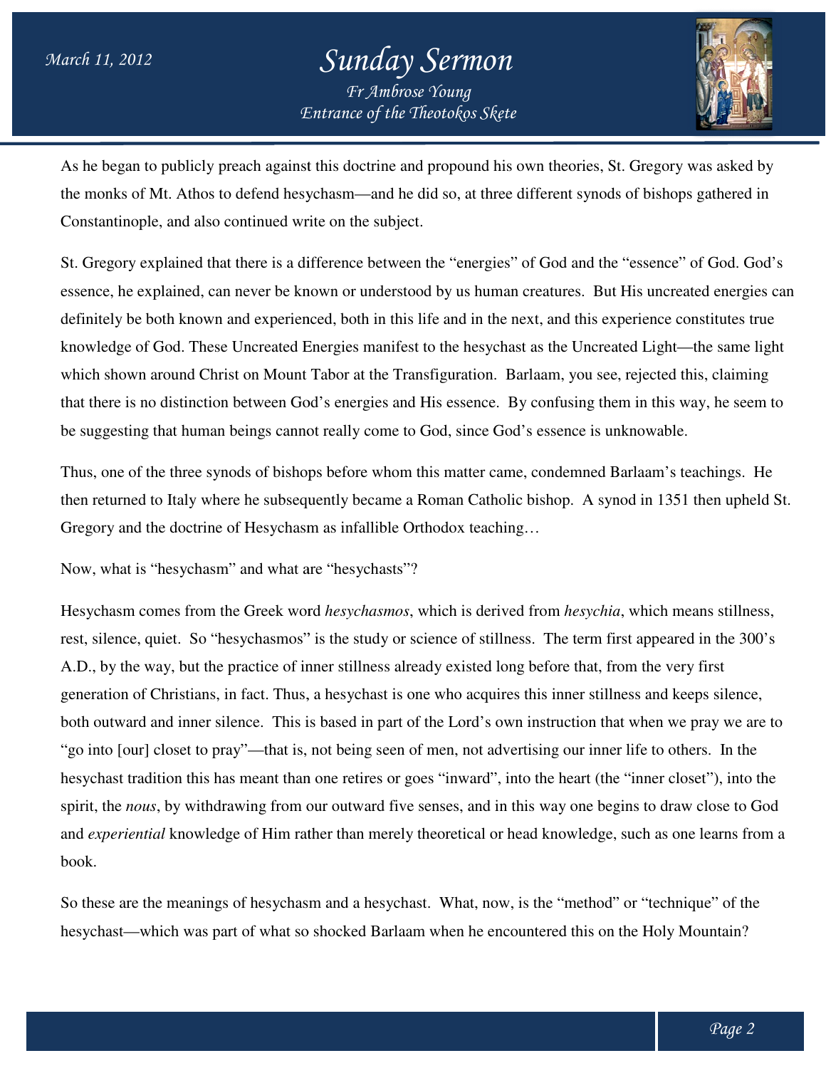As he began to publicly preach against this doctrine and propound his own theories, St. Gregory was asked by the monks of Mt. Athos to defend hesychasm—and he did so, at three different synods of bishops gathered in Constantinople, and also continued write on the subject.

St. Gregory explained that there is a difference between the "energies" of God and the "essence" of God. God's essence, he explained, can never be known or understood by us human creatures. But His uncreated energies can definitely be both known and experienced, both in this life and in the next, and this experience constitutes true knowledge of God. These Uncreated Energies manifest to the hesychast as the Uncreated Light—the same light which shown around Christ on Mount Tabor at the Transfiguration. Barlaam, you see, rejected this, claiming that there is no distinction between God's energies and His essence. By confusing them in this way, he seem to be suggesting that human beings cannot really come to God, since God's essence is unknowable.

Thus, one of the three synods of bishops before whom this matter came, condemned Barlaam's teachings. He then returned to Italy where he subsequently became a Roman Catholic bishop. A synod in 1351 then upheld St. Gregory and the doctrine of Hesychasm as infallible Orthodox teaching…

Now, what is "hesychasm" and what are "hesychasts"?

Hesychasm comes from the Greek word *hesychasmos*, which is derived from *hesychia*, which means stillness, rest, silence, quiet. So "hesychasmos" is the study or science of stillness. The term first appeared in the 300's A.D., by the way, but the practice of inner stillness already existed long before that, from the very first generation of Christians, in fact. Thus, a hesychast is one who acquires this inner stillness and keeps silence, both outward and inner silence. This is based in part of the Lord's own instruction that when we pray we are to "go into [our] closet to pray"—that is, not being seen of men, not advertising our inner life to others. In the hesychast tradition this has meant than one retires or goes "inward", into the heart (the "inner closet"), into the spirit, the *nous*, by withdrawing from our outward five senses, and in this way one begins to draw close to God and *experiential* knowledge of Him rather than merely theoretical or head knowledge, such as one learns from a book.

So these are the meanings of hesychasm and a hesychast. What, now, is the "method" or "technique" of the hesychast—which was part of what so shocked Barlaam when he encountered this on the Holy Mountain?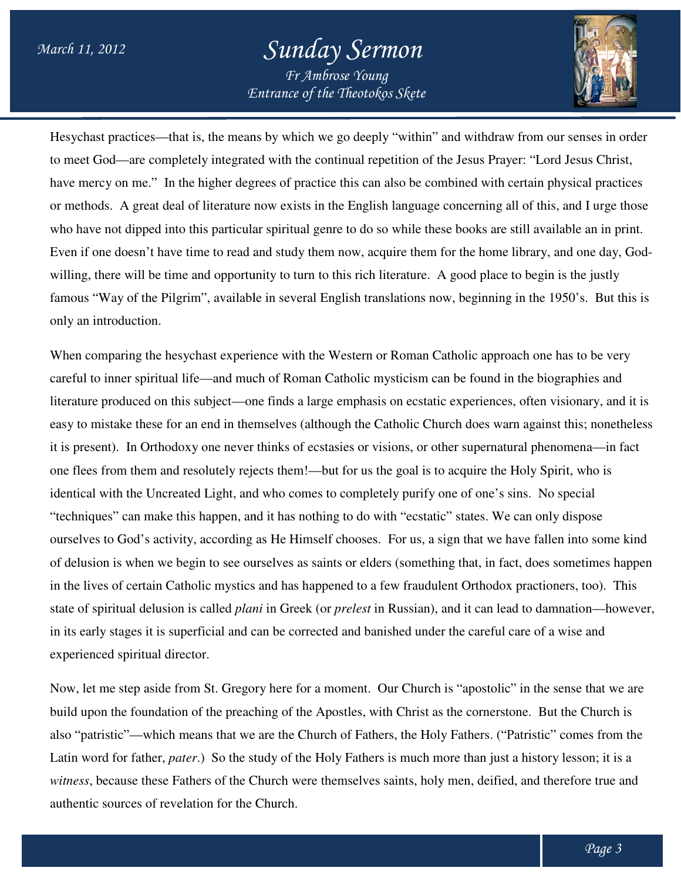Hesychast practices—that is, the means by which we go deeply "within" and withdraw from our senses in order to meet God—are completely integrated with the continual repetition of the Jesus Prayer: "Lord Jesus Christ, have mercy on me." In the higher degrees of practice this can also be combined with certain physical practices or methods. A great deal of literature now exists in the English language concerning all of this, and I urge those who have not dipped into this particular spiritual genre to do so while these books are still available an in print. Even if one doesn't have time to read and study them now, acquire them for the home library, and one day, God-willing, there will be time and opportunity to turn to this rich literature. A good place to begin is the justly famous "Way of the Pilgrim", available in several English translations now, beginning in the 1950's. But this is only an introduction.

When comparing the hesychast experience with the Western or Roman Catholic approach one has to be very careful to inner spiritual life—and much of Roman Catholic mysticism can be found in the biographies and literature produced on this subject—one finds a large emphasis on ecstatic experiences, often visionary, and it is easy to mistake these for an end in themselves (although the Catholic Church does warn against this; nonetheless it is present). In Orthodoxy one never thinks of ecstasies or visions, or other supernatural phenomena—in fact one flees from them and resolutely rejects them!—but for us the goal is to acquire the Holy Spirit, who is identical with the Uncreated Light, and who comes to completely purify one of one's sins. No special "techniques" can make this happen, and it has nothing to do with "ecstatic" states. We can only dispose ourselves to God's activity, according as He Himself chooses. For us, a sign that we have fallen into some kind of delusion is when we begin to see ourselves as saints or elders (something that, in fact, does sometimes happen in the lives of certain Catholic mystics and has happened to a few fraudulent Orthodox practioners, too). This state of spiritual delusion is called *plani* in Greek (or *prelest* in Russian), and it can lead to damnation—however, in its early stages it is superficial and can be corrected and banished under the careful care of a wise and experienced spiritual director.

Now, let me step aside from St. Gregory here for a moment. Our Church is "apostolic" in the sense that we are build upon the foundation of the preaching of the Apostles, with Christ as the cornerstone. But the Church is also "patristic"—which means that we are the Church of Fathers, the Holy Fathers. ("Patristic" comes from the Latin word for father, *pater*.) So the study of the Holy Fathers is much more than just a history lesson; it is a *witness*, because these Fathers of the Church were themselves saints, holy men, deified, and therefore true and authentic sources of revelation for the Church.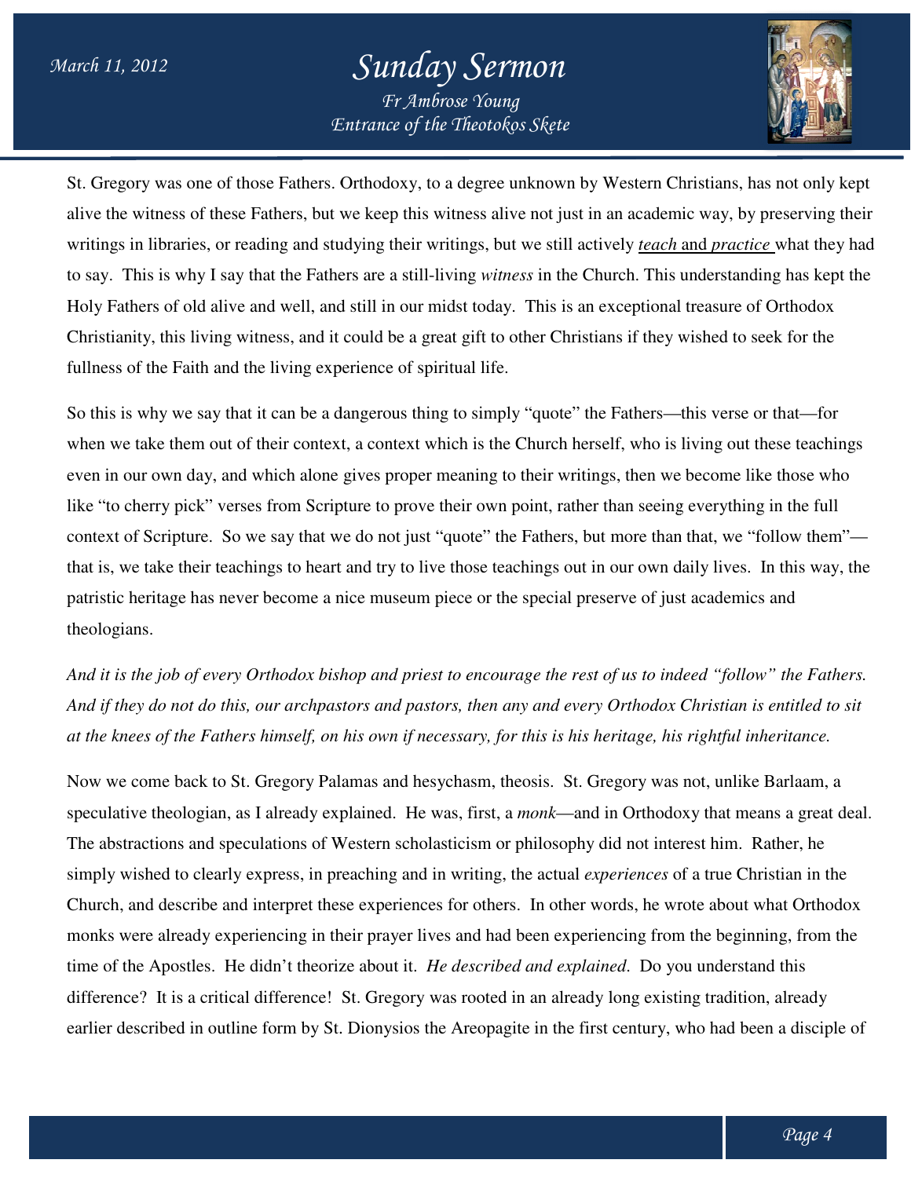St. Gregory was one of those Fathers. Orthodoxy, to a degree unknown by Western Christians, has not only kept alive the witness of these Fathers, but we keep this witness alive not just in an academic way, by preserving their writings in libraries, or reading and studying their writings, but we still actively *teach* and *practice* what they had to say. This is why I say that the Fathers are a still-living *witness* in the Church. This understanding has kept the Holy Fathers of old alive and well, and still in our midst today. This is an exceptional treasure of Orthodox Christianity, this living witness, and it could be a great gift to other Christians if they wished to seek for the fullness of the Faith and the living experience of spiritual life.

So this is why we say that it can be a dangerous thing to simply "quote" the Fathers—this verse or that—for when we take them out of their context, a context which is the Church herself, who is living out these teachings even in our own day, and which alone gives proper meaning to their writings, then we become like those who like "to cherry pick" verses from Scripture to prove their own point, rather than seeing everything in the full context of Scripture. So we say that we do not just "quote" the Fathers, but more than that, we "follow them"—that is, we take their teachings to heart and try to live those teachings out in our own daily lives. In this way, the patristic heritage has never become a nice museum piece or the special preserve of just academics and theologians.

*And it is the job of every Orthodox bishop and priest to encourage the rest of us to indeed "follow" the Fathers. And if they do not do this, our archpastors and pastors, then any and every Orthodox Christian is entitled to sit at the knees of the Fathers himself, on his own if necessary, for this is his heritage, his rightful inheritance.*

Now we come back to St. Gregory Palamas and hesychasm, theosis. St. Gregory was not, unlike Barlaam, a speculative theologian, as I already explained. He was, first, a *monk*—and in Orthodoxy that means a great deal. The abstractions and speculations of Western scholasticism or philosophy did not interest him. Rather, he simply wished to clearly express, in preaching and in writing, the actual *experiences* of a true Christian in the Church, and describe and interpret these experiences for others. In other words, he wrote about what Orthodox monks were already experiencing in their prayer lives and had been experiencing from the beginning, from the time of the Apostles. He didn't theorize about it. *He described and explained*. Do you understand this difference? It is a critical difference! St. Gregory was rooted in an already long existing tradition, already earlier described in outline form by St. Dionysios the Areopagite in the first century, who had been a disciple of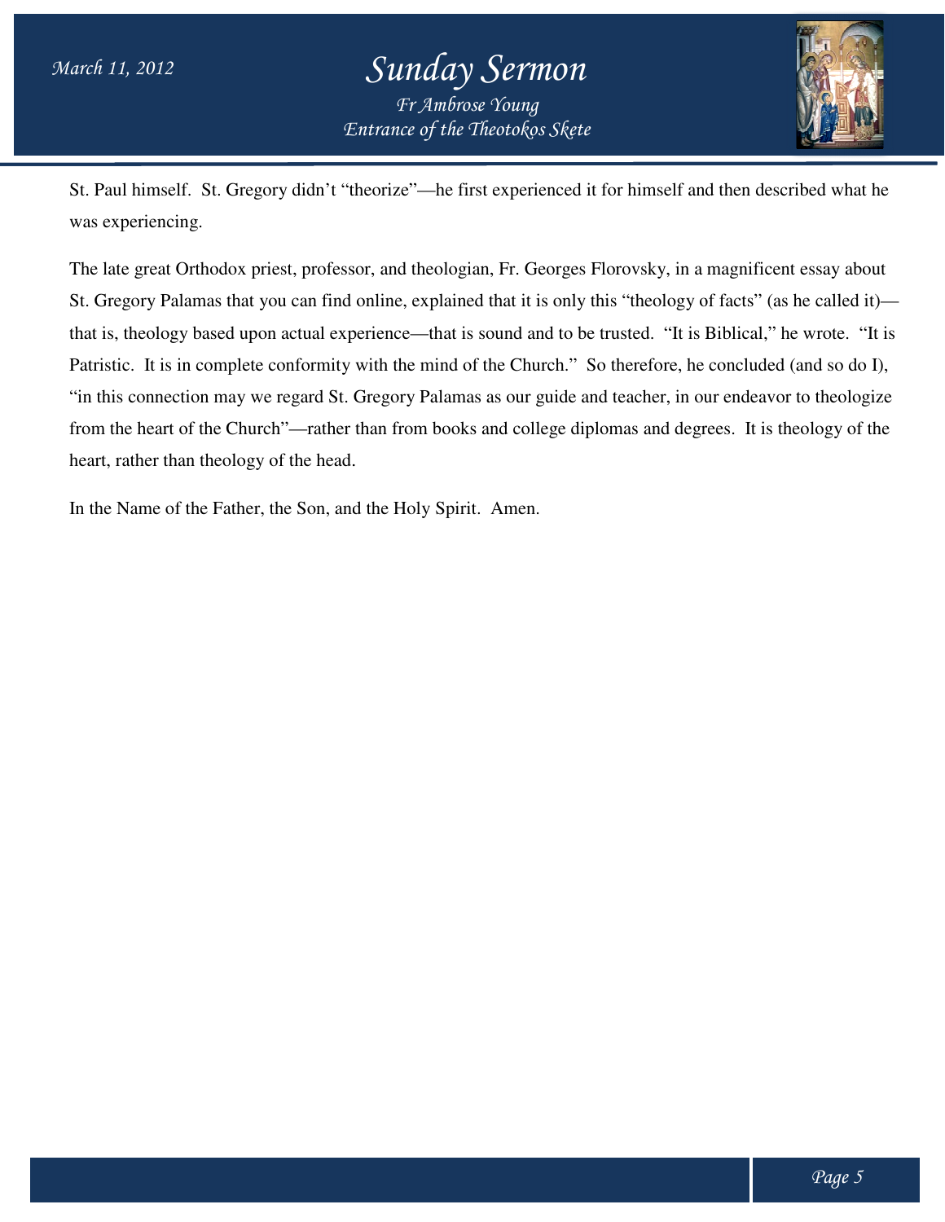St. Paul himself. St. Gregory didn't "theorize"—he first experienced it for himself and then described what he was experiencing.

The late great Orthodox priest, professor, and theologian, Fr. Georges Florovsky, in a magnificent essay about St. Gregory Palamas that you can find online, explained that it is only this "theology of facts" (as he called it)—that is, theology based upon actual experience—that is sound and to be trusted. "It is Biblical," he wrote. "It is Patristic. It is in complete conformity with the mind of the Church." So therefore, he concluded (and so do I), "in this connection may we regard St. Gregory Palamas as our guide and teacher, in our endeavor to theologize from the heart of the Church"—rather than from books and college diplomas and degrees. It is theology of the heart, rather than theology of the head.

In the Name of the Father, the Son, and the Holy Spirit. Amen.